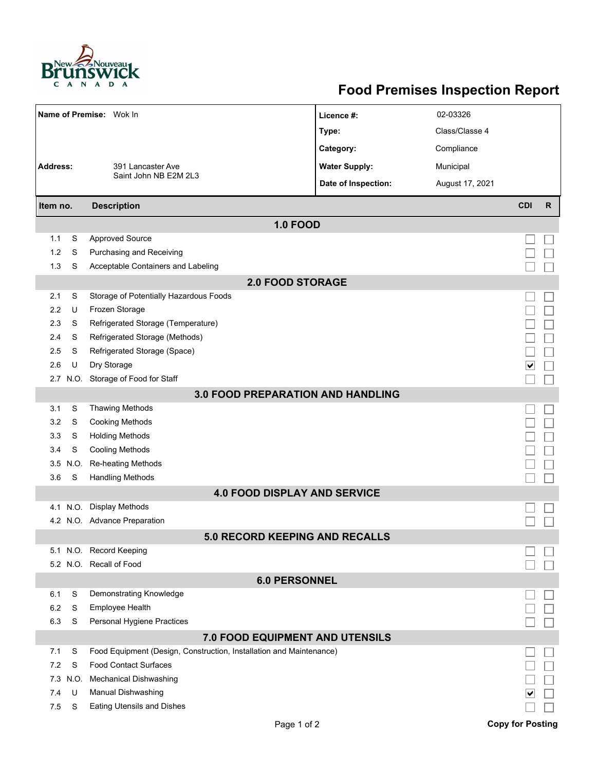# Food Premises Inspection Report

| | | | |
|---|---|---|---|
| **Name of Premise:** | Wok In | **Licence #:** | 02-03326 |
| | | **Type:** | Class/Classe 4 |
| | | **Category:** | Compliance |
| **Address:** | 391 Lancaster Ave<br>Saint John NB E2M 2L3 | **Water Supply:** | Municipal |
| | | **Date of Inspection:** | August 17, 2021 |

| Item no. | | Description | CDI | R |
|---|---|---|---|---|
| | | **1.0 FOOD** | | |
| 1.1 | S | Approved Source | ☐ | ☐ |
| 1.2 | S | Purchasing and Receiving | ☐ | ☐ |
| 1.3 | S | Acceptable Containers and Labeling | ☐ | ☐ |
| | | **2.0 FOOD STORAGE** | | |
| 2.1 | S | Storage of Potentially Hazardous Foods | ☐ | ☐ |
| 2.2 | U | Frozen Storage | ☐ | ☐ |
| 2.3 | S | Refrigerated Storage (Temperature) | ☐ | ☐ |
| 2.4 | S | Refrigerated Storage (Methods) | ☐ | ☐ |
| 2.5 | S | Refrigerated Storage (Space) | ☐ | ☐ |
| 2.6 | U | Dry Storage | ☑ | ☐ |
| 2.7 | N.O. | Storage of Food for Staff | ☐ | ☐ |
| | | **3.0 FOOD PREPARATION AND HANDLING** | | |
| 3.1 | S | Thawing Methods | ☐ | ☐ |
| 3.2 | S | Cooking Methods | ☐ | ☐ |
| 3.3 | S | Holding Methods | ☐ | ☐ |
| 3.4 | S | Cooling Methods | ☐ | ☐ |
| 3.5 | N.O. | Re-heating Methods | ☐ | ☐ |
| 3.6 | S | Handling Methods | ☐ | ☐ |
| | | **4.0 FOOD DISPLAY AND SERVICE** | | |
| 4.1 | N.O. | Display Methods | ☐ | ☐ |
| 4.2 | N.O. | Advance Preparation | ☐ | ☐ |
| | | **5.0 RECORD KEEPING AND RECALLS** | | |
| 5.1 | N.O. | Record Keeping | ☐ | ☐ |
| 5.2 | N.O. | Recall of Food | ☐ | ☐ |
| | | **6.0 PERSONNEL** | | |
| 6.1 | S | Demonstrating Knowledge | ☐ | ☐ |
| 6.2 | S | Employee Health | ☐ | ☐ |
| 6.3 | S | Personal Hygiene Practices | ☐ | ☐ |
| | | **7.0 FOOD EQUIPMENT AND UTENSILS** | | |
| 7.1 | S | Food Equipment (Design, Construction, Installation and Maintenance) | ☐ | ☐ |
| 7.2 | S | Food Contact Surfaces | ☐ | ☐ |
| 7.3 | N.O. | Mechanical Dishwashing | ☐ | ☐ |
| 7.4 | U | Manual Dishwashing | ☑ | ☐ |
| 7.5 | S | Eating Utensils and Dishes | ☐ | ☐ |

**Copy for Posting**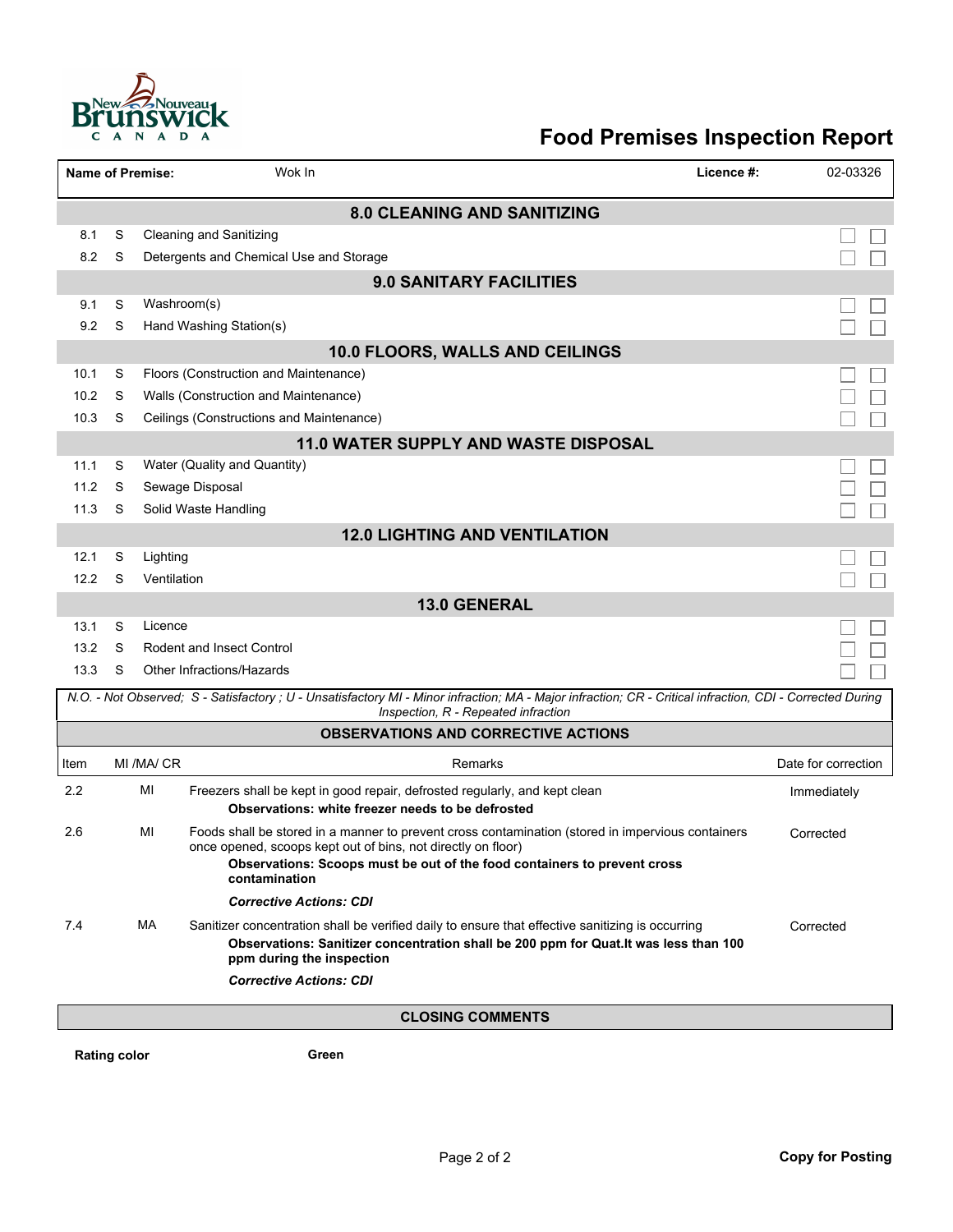# Food Premises Inspection Report

| **Name of Premise:** | Wok In | **Licence #:** | 02-03326 |
|---|---|---|---|

## 8.0 CLEANING AND SANITIZING

| | | | | |
|---|---|---|---|---|
| 8.1 | S | Cleaning and Sanitizing | ☐ | ☐ |
| 8.2 | S | Detergents and Chemical Use and Storage | ☐ | ☐ |

## 9.0 SANITARY FACILITIES

| | | | | |
|---|---|---|---|---|
| 9.1 | S | Washroom(s) | ☐ | ☐ |
| 9.2 | S | Hand Washing Station(s) | ☐ | ☐ |

## 10.0 FLOORS, WALLS AND CEILINGS

| | | | | |
|---|---|---|---|---|
| 10.1 | S | Floors (Construction and Maintenance) | ☐ | ☐ |
| 10.2 | S | Walls (Construction and Maintenance) | ☐ | ☐ |
| 10.3 | S | Ceilings (Constructions and Maintenance) | ☐ | ☐ |

## 11.0 WATER SUPPLY AND WASTE DISPOSAL

| | | | | |
|---|---|---|---|---|
| 11.1 | S | Water (Quality and Quantity) | ☐ | ☐ |
| 11.2 | S | Sewage Disposal | ☐ | ☐ |
| 11.3 | S | Solid Waste Handling | ☐ | ☐ |

## 12.0 LIGHTING AND VENTILATION

| | | | | |
|---|---|---|---|---|
| 12.1 | S | Lighting | ☐ | ☐ |
| 12.2 | S | Ventilation | ☐ | ☐ |

## 13.0 GENERAL

| | | | | |
|---|---|---|---|---|
| 13.1 | S | Licence | ☐ | ☐ |
| 13.2 | S | Rodent and Insect Control | ☐ | ☐ |
| 13.3 | S | Other Infractions/Hazards | ☐ | ☐ |

*N.O. - Not Observed; S - Satisfactory ; U - Unsatisfactory MI - Minor infraction; MA - Major infraction; CR - Critical infraction, CDI - Corrected During Inspection, R - Repeated infraction*

## OBSERVATIONS AND CORRECTIVE ACTIONS

| Item | MI /MA/ CR | Remarks | Date for correction |
|---|---|---|---|
| 2.2 | MI | Freezers shall be kept in good repair, defrosted regularly, and kept clean<br>**Observations: white freezer needs to be defrosted** | Immediately |
| 2.6 | MI | Foods shall be stored in a manner to prevent cross contamination (stored in impervious containers once opened, scoops kept out of bins, not directly on floor)<br>**Observations: Scoops must be out of the food containers to prevent cross contamination**<br>***Corrective Actions: CDI*** | Corrected |
| 7.4 | MA | Sanitizer concentration shall be verified daily to ensure that effective sanitizing is occurring<br>**Observations: Sanitizer concentration shall be 200 ppm for Quat.It was less than 100 ppm during the inspection**<br>***Corrective Actions: CDI*** | Corrected |

## CLOSING COMMENTS

**Rating color** **Green**

**Copy for Posting**